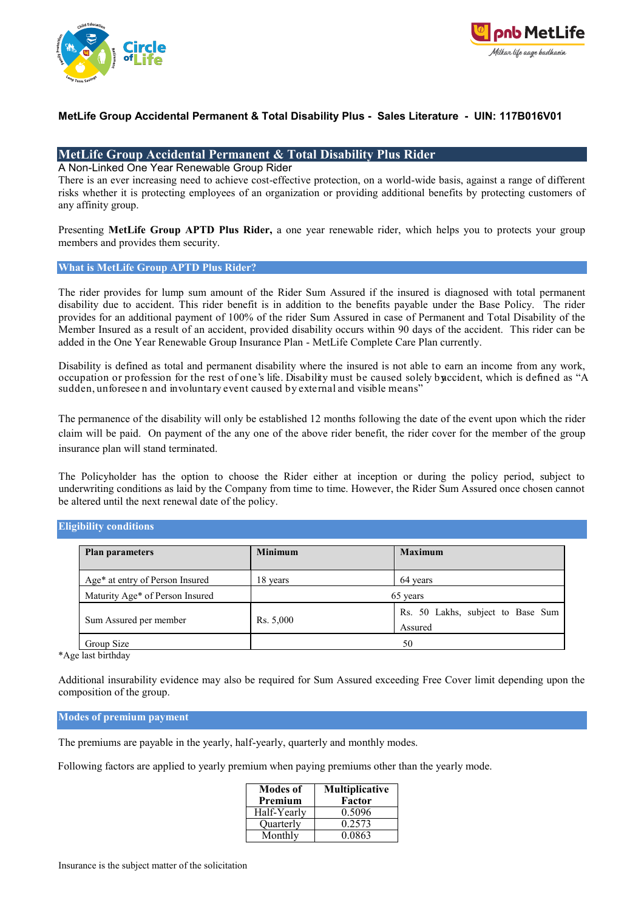**MetLife Group Accidental Permanent & Total Disability Plus - Sales Literature - UIN: 117B016V01**

# MetLife Group Accidental Permanent & Total Disability Plus Rider

A Non-Linked One Year Renewable Group Rider

There is an ever increasing need to achieve cost-effective protection, on a world-wide basis, against a range of different risks whether it is protecting employees of an organization or providing additional benefits by protecting customers of any affinity group.

Presenting **MetLife Group APTD Plus Rider,** a one year renewable rider, which helps you to protects your group members and provides them security.

## What is MetLife Group APTD Plus Rider?

The rider provides for lump sum amount of the Rider Sum Assured if the insured is diagnosed with total permanent disability due to accident. This rider benefit is in addition to the benefits payable under the Base Policy. The rider provides for an additional payment of 100% of the rider Sum Assured in case of Permanent and Total Disability of the Member Insured as a result of an accident, provided disability occurs within 90 days of the accident. This rider can be added in the One Year Renewable Group Insurance Plan - MetLife Complete Care Plan currently.

Disability is defined as total and permanent disability where the insured is not able to earn an income from any work, occupation or profession for the rest of one's life. Disability must be caused solely by accident, which is defined as "A sudden, unforeseen and involuntary event caused by external and visible means"

The permanence of the disability will only be established 12 months following the date of the event upon which the rider claim will be paid. On payment of the any one of the above rider benefit, the rider cover for the member of the group insurance plan will stand terminated.

The Policyholder has the option to choose the Rider either at inception or during the policy period, subject to underwriting conditions as laid by the Company from time to time. However, the Rider Sum Assured once chosen cannot be altered until the next renewal date of the policy.

## Eligibility conditions

| Plan parameters | Minimum | Maximum |
|---|---|---|
| Age* at entry of Person Insured | 18 years | 64 years |
| Maturity Age* of Person Insured | 65 years | |
| Sum Assured per member | Rs. 5,000 | Rs. 50 Lakhs, subject to Base Sum Assured |
| Group Size | 50 | |

*Age last birthday

Additional insurability evidence may also be required for Sum Assured exceeding Free Cover limit depending upon the composition of the group.

## Modes of premium payment

The premiums are payable in the yearly, half-yearly, quarterly and monthly modes.

Following factors are applied to yearly premium when paying premiums other than the yearly mode.

| Modes of Premium | Multiplicative Factor |
|---|---|
| Half-Yearly | 0.5096 |
| Quarterly | 0.2573 |
| Monthly | 0.0863 |

Insurance is the subject matter of the solicitation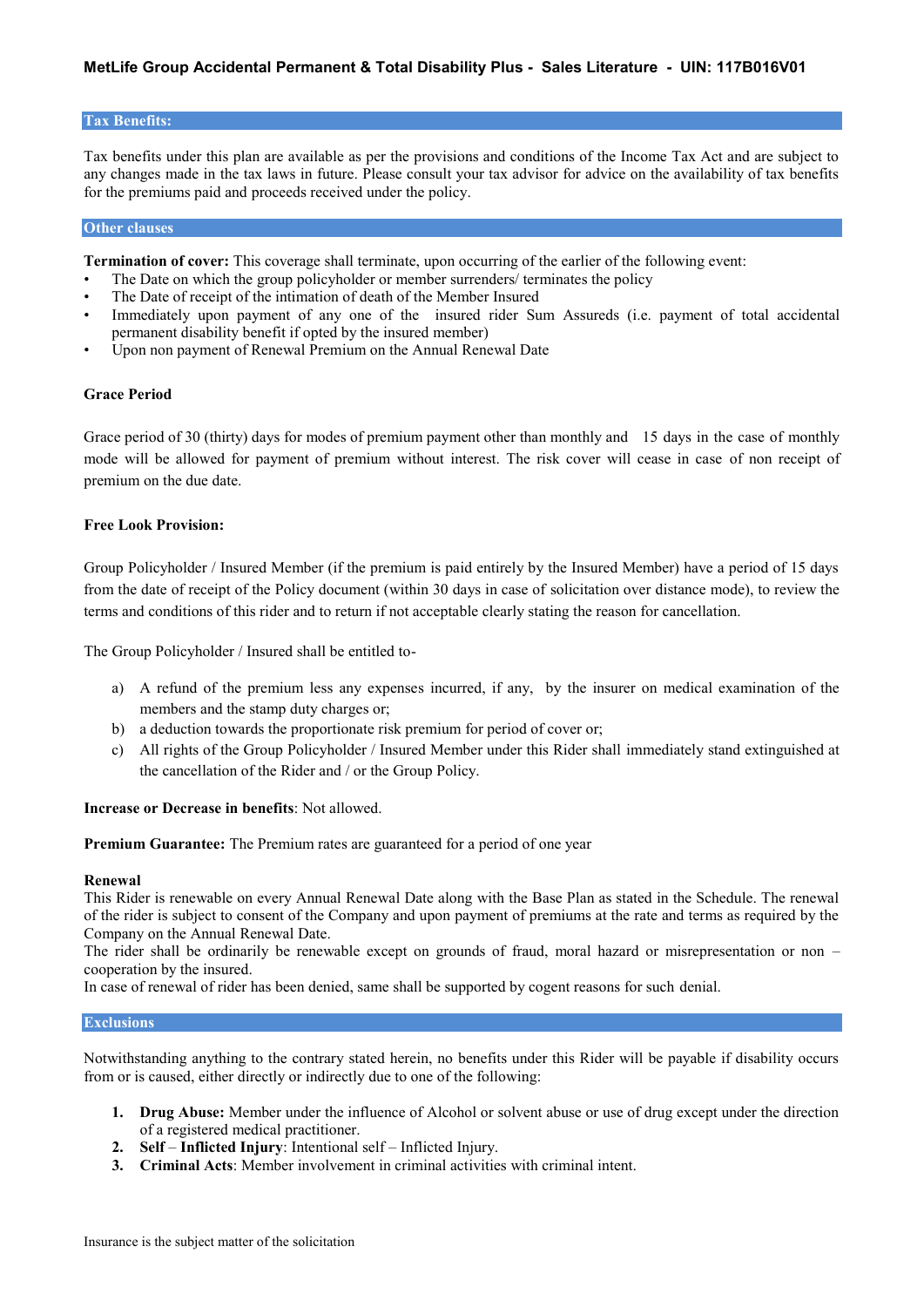## Tax Benefits:

Tax benefits under this plan are available as per the provisions and conditions of the Income Tax Act and are subject to any changes made in the tax laws in future. Please consult your tax advisor for advice on the availability of tax benefits for the premiums paid and proceeds received under the policy.

## Other clauses

**Termination of cover:** This coverage shall terminate, upon occurring of the earlier of the following event:

- The Date on which the group policyholder or member surrenders/ terminates the policy
- The Date of receipt of the intimation of death of the Member Insured
- Immediately upon payment of any one of the insured rider Sum Assureds (i.e. payment of total accidental permanent disability benefit if opted by the insured member)
- Upon non payment of Renewal Premium on the Annual Renewal Date

**Grace Period**

Grace period of 30 (thirty) days for modes of premium payment other than monthly and 15 days in the case of monthly mode will be allowed for payment of premium without interest. The risk cover will cease in case of non receipt of premium on the due date.

**Free Look Provision:**

Group Policyholder / Insured Member (if the premium is paid entirely by the Insured Member) have a period of 15 days from the date of receipt of the Policy document (within 30 days in case of solicitation over distance mode), to review the terms and conditions of this rider and to return if not acceptable clearly stating the reason for cancellation.

The Group Policyholder / Insured shall be entitled to-

a) A refund of the premium less any expenses incurred, if any, by the insurer on medical examination of the members and the stamp duty charges or;
b) a deduction towards the proportionate risk premium for period of cover or;
c) All rights of the Group Policyholder / Insured Member under this Rider shall immediately stand extinguished at the cancellation of the Rider and / or the Group Policy.

**Increase or Decrease in benefits**: Not allowed.

**Premium Guarantee:** The Premium rates are guaranteed for a period of one year

**Renewal**

This Rider is renewable on every Annual Renewal Date along with the Base Plan as stated in the Schedule. The renewal of the rider is subject to consent of the Company and upon payment of premiums at the rate and terms as required by the Company on the Annual Renewal Date.

The rider shall be ordinarily be renewable except on grounds of fraud, moral hazard or misrepresentation or non – cooperation by the insured.

In case of renewal of rider has been denied, same shall be supported by cogent reasons for such denial.

## Exclusions

Notwithstanding anything to the contrary stated herein, no benefits under this Rider will be payable if disability occurs from or is caused, either directly or indirectly due to one of the following:

1. **Drug Abuse:** Member under the influence of Alcohol or solvent abuse or use of drug except under the direction of a registered medical practitioner.
2. **Self – Inflicted Injury**: Intentional self – Inflicted Injury.
3. **Criminal Acts**: Member involvement in criminal activities with criminal intent.

Insurance is the subject matter of the solicitation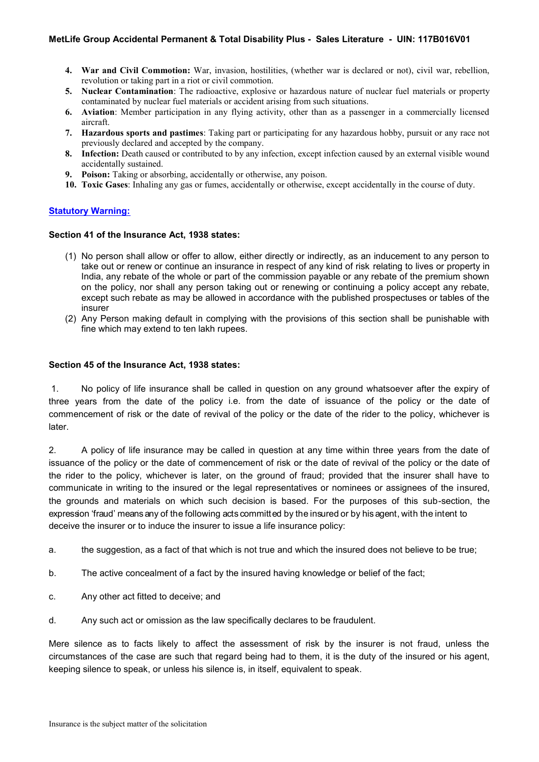4. **War and Civil Commotion:** War, invasion, hostilities, (whether war is declared or not), civil war, rebellion, revolution or taking part in a riot or civil commotion.
5. **Nuclear Contamination**: The radioactive, explosive or hazardous nature of nuclear fuel materials or property contaminated by nuclear fuel materials or accident arising from such situations.
6. **Aviation**: Member participation in any flying activity, other than as a passenger in a commercially licensed aircraft.
7. **Hazardous sports and pastimes**: Taking part or participating for any hazardous hobby, pursuit or any race not previously declared and accepted by the company.
8. **Infection:** Death caused or contributed to by any infection, except infection caused by an external visible wound accidentally sustained.
9. **Poison:** Taking or absorbing, accidentally or otherwise, any poison.
10. **Toxic Gases**: Inhaling any gas or fumes, accidentally or otherwise, except accidentally in the course of duty.

## Statutory Warning:

**Section 41 of the Insurance Act, 1938 states:**

(1) No person shall allow or offer to allow, either directly or indirectly, as an inducement to any person to take out or renew or continue an insurance in respect of any kind of risk relating to lives or property in India, any rebate of the whole or part of the commission payable or any rebate of the premium shown on the policy, nor shall any person taking out or renewing or continuing a policy accept any rebate, except such rebate as may be allowed in accordance with the published prospectuses or tables of the insurer

(2) Any Person making default in complying with the provisions of this section shall be punishable with fine which may extend to ten lakh rupees.

**Section 45 of the Insurance Act, 1938 states:**

1. No policy of life insurance shall be called in question on any ground whatsoever after the expiry of three years from the date of the policy i.e. from the date of issuance of the policy or the date of commencement of risk or the date of revival of the policy or the date of the rider to the policy, whichever is later.

2. A policy of life insurance may be called in question at any time within three years from the date of issuance of the policy or the date of commencement of risk or the date of revival of the policy or the date of the rider to the policy, whichever is later, on the ground of fraud; provided that the insurer shall have to communicate in writing to the insured or the legal representatives or nominees or assignees of the insured, the grounds and materials on which such decision is based. For the purposes of this sub-section, the expression 'fraud' means any of the following acts committed by the insured or by his agent, with the intent to deceive the insurer or to induce the insurer to issue a life insurance policy:

a. the suggestion, as a fact of that which is not true and which the insured does not believe to be true;

b. The active concealment of a fact by the insured having knowledge or belief of the fact;

c. Any other act fitted to deceive; and

d. Any such act or omission as the law specifically declares to be fraudulent.

Mere silence as to facts likely to affect the assessment of risk by the insurer is not fraud, unless the circumstances of the case are such that regard being had to them, it is the duty of the insured or his agent, keeping silence to speak, or unless his silence is, in itself, equivalent to speak.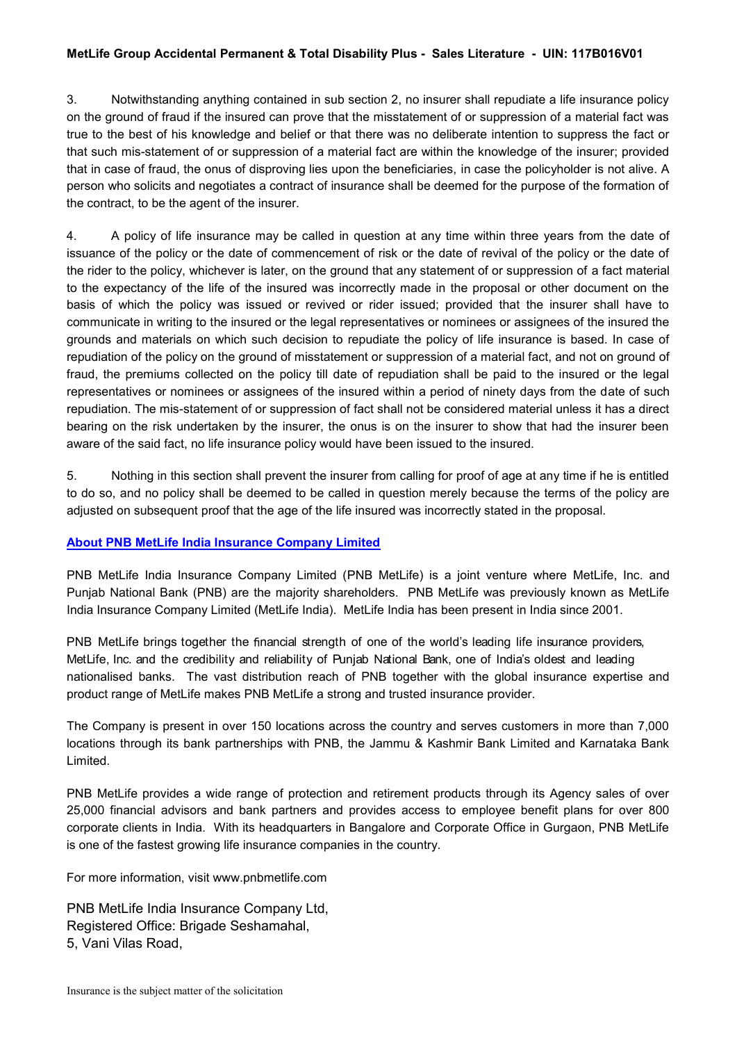3. Notwithstanding anything contained in sub section 2, no insurer shall repudiate a life insurance policy on the ground of fraud if the insured can prove that the misstatement of or suppression of a material fact was true to the best of his knowledge and belief or that there was no deliberate intention to suppress the fact or that such mis-statement of or suppression of a material fact are within the knowledge of the insurer; provided that in case of fraud, the onus of disproving lies upon the beneficiaries, in case the policyholder is not alive. A person who solicits and negotiates a contract of insurance shall be deemed for the purpose of the formation of the contract, to be the agent of the insurer.

4. A policy of life insurance may be called in question at any time within three years from the date of issuance of the policy or the date of commencement of risk or the date of revival of the policy or the date of the rider to the policy, whichever is later, on the ground that any statement of or suppression of a fact material to the expectancy of the life of the insured was incorrectly made in the proposal or other document on the basis of which the policy was issued or revived or rider issued; provided that the insurer shall have to communicate in writing to the insured or the legal representatives or nominees or assignees of the insured the grounds and materials on which such decision to repudiate the policy of life insurance is based. In case of repudiation of the policy on the ground of misstatement or suppression of a material fact, and not on ground of fraud, the premiums collected on the policy till date of repudiation shall be paid to the insured or the legal representatives or nominees or assignees of the insured within a period of ninety days from the date of such repudiation. The mis-statement of or suppression of fact shall not be considered material unless it has a direct bearing on the risk undertaken by the insurer, the onus is on the insurer to show that had the insurer been aware of the said fact, no life insurance policy would have been issued to the insured.

5. Nothing in this section shall prevent the insurer from calling for proof of age at any time if he is entitled to do so, and no policy shall be deemed to be called in question merely because the terms of the policy are adjusted on subsequent proof that the age of the life insured was incorrectly stated in the proposal.

## About PNB MetLife India Insurance Company Limited

PNB MetLife India Insurance Company Limited (PNB MetLife) is a joint venture where MetLife, Inc. and Punjab National Bank (PNB) are the majority shareholders. PNB MetLife was previously known as MetLife India Insurance Company Limited (MetLife India). MetLife India has been present in India since 2001.

PNB MetLife brings together the financial strength of one of the world's leading life insurance providers, MetLife, Inc. and the credibility and reliability of Punjab National Bank, one of India's oldest and leading nationalised banks. The vast distribution reach of PNB together with the global insurance expertise and product range of MetLife makes PNB MetLife a strong and trusted insurance provider.

The Company is present in over 150 locations across the country and serves customers in more than 7,000 locations through its bank partnerships with PNB, the Jammu & Kashmir Bank Limited and Karnataka Bank Limited.

PNB MetLife provides a wide range of protection and retirement products through its Agency sales of over 25,000 financial advisors and bank partners and provides access to employee benefit plans for over 800 corporate clients in India. With its headquarters in Bangalore and Corporate Office in Gurgaon, PNB MetLife is one of the fastest growing life insurance companies in the country.

For more information, visit www.pnbmetlife.com

PNB MetLife India Insurance Company Ltd,
Registered Office: Brigade Seshamahal,
5, Vani Vilas Road,

Insurance is the subject matter of the solicitation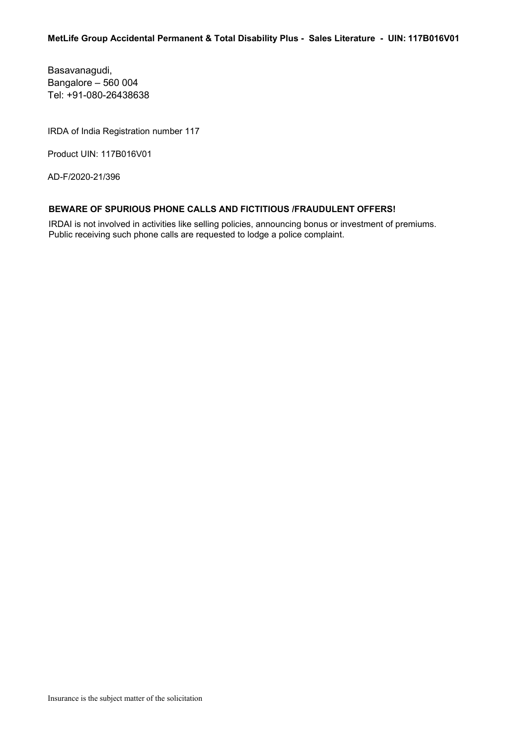Basavanagudi,
Bangalore – 560 004
Tel: +91-080-26438638

IRDA of India Registration number 117

Product UIN: 117B016V01

AD-F/2020-21/396

**BEWARE OF SPURIOUS PHONE CALLS AND FICTITIOUS /FRAUDULENT OFFERS!**

IRDAI is not involved in activities like selling policies, announcing bonus or investment of premiums. Public receiving such phone calls are requested to lodge a police complaint.

Insurance is the subject matter of the solicitation